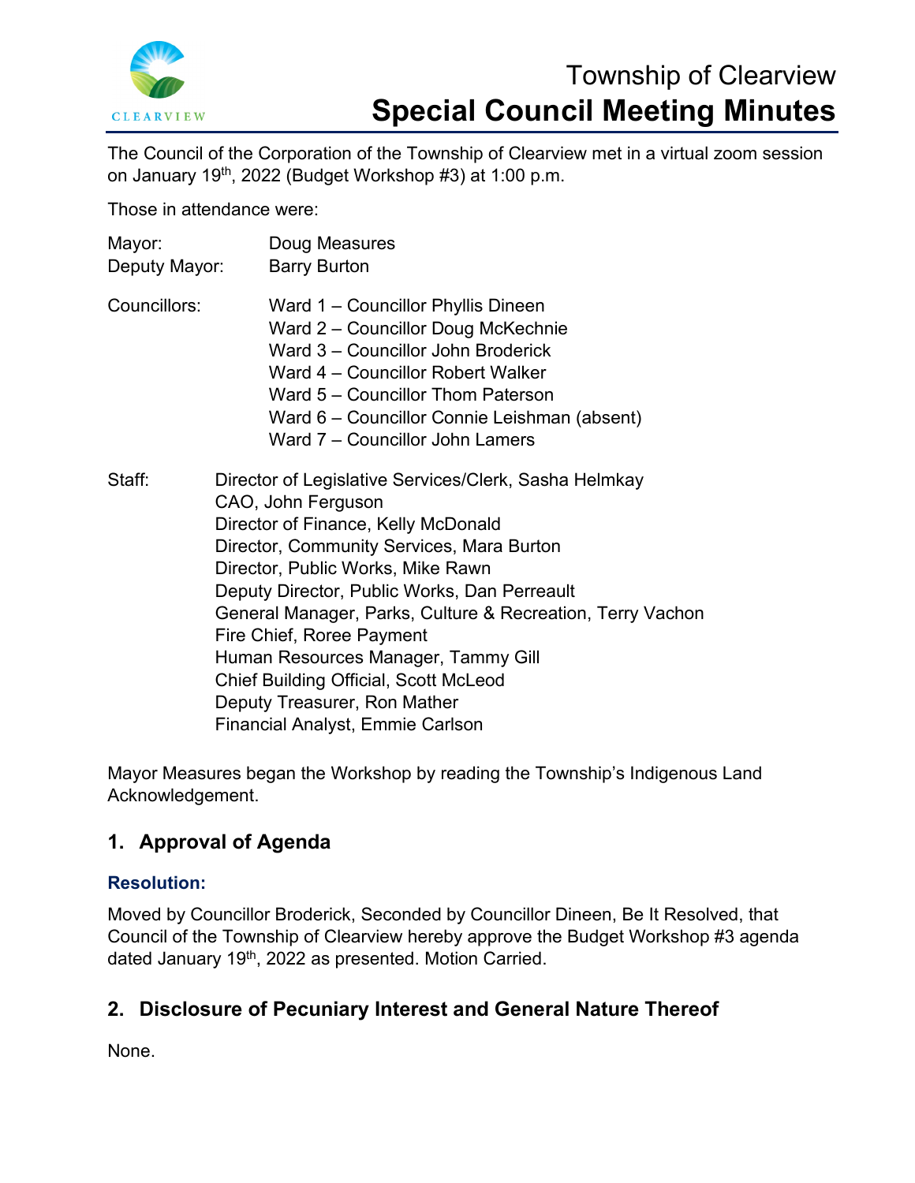# Township of Clearview
## Special Council Meeting Minutes

The Council of the Corporation of the Township of Clearview met in a virtual zoom session on January 19th, 2022 (Budget Workshop #3) at 1:00 p.m.

Those in attendance were:

Mayor: Doug Measures
Deputy Mayor: Barry Burton

Councillors:
Ward 1 – Councillor Phyllis Dineen
Ward 2 – Councillor Doug McKechnie
Ward 3 – Councillor John Broderick
Ward 4 – Councillor Robert Walker
Ward 5 – Councillor Thom Paterson
Ward 6 – Councillor Connie Leishman (absent)
Ward 7 – Councillor John Lamers

Staff:
Director of Legislative Services/Clerk, Sasha Helmkay
CAO, John Ferguson
Director of Finance, Kelly McDonald
Director, Community Services, Mara Burton
Director, Public Works, Mike Rawn
Deputy Director, Public Works, Dan Perreault
General Manager, Parks, Culture & Recreation, Terry Vachon
Fire Chief, Roree Payment
Human Resources Manager, Tammy Gill
Chief Building Official, Scott McLeod
Deputy Treasurer, Ron Mather
Financial Analyst, Emmie Carlson

Mayor Measures began the Workshop by reading the Township's Indigenous Land Acknowledgement.

## 1. Approval of Agenda

### Resolution:

Moved by Councillor Broderick, Seconded by Councillor Dineen, Be It Resolved, that Council of the Township of Clearview hereby approve the Budget Workshop #3 agenda dated January 19th, 2022 as presented. Motion Carried.

## 2. Disclosure of Pecuniary Interest and General Nature Thereof

None.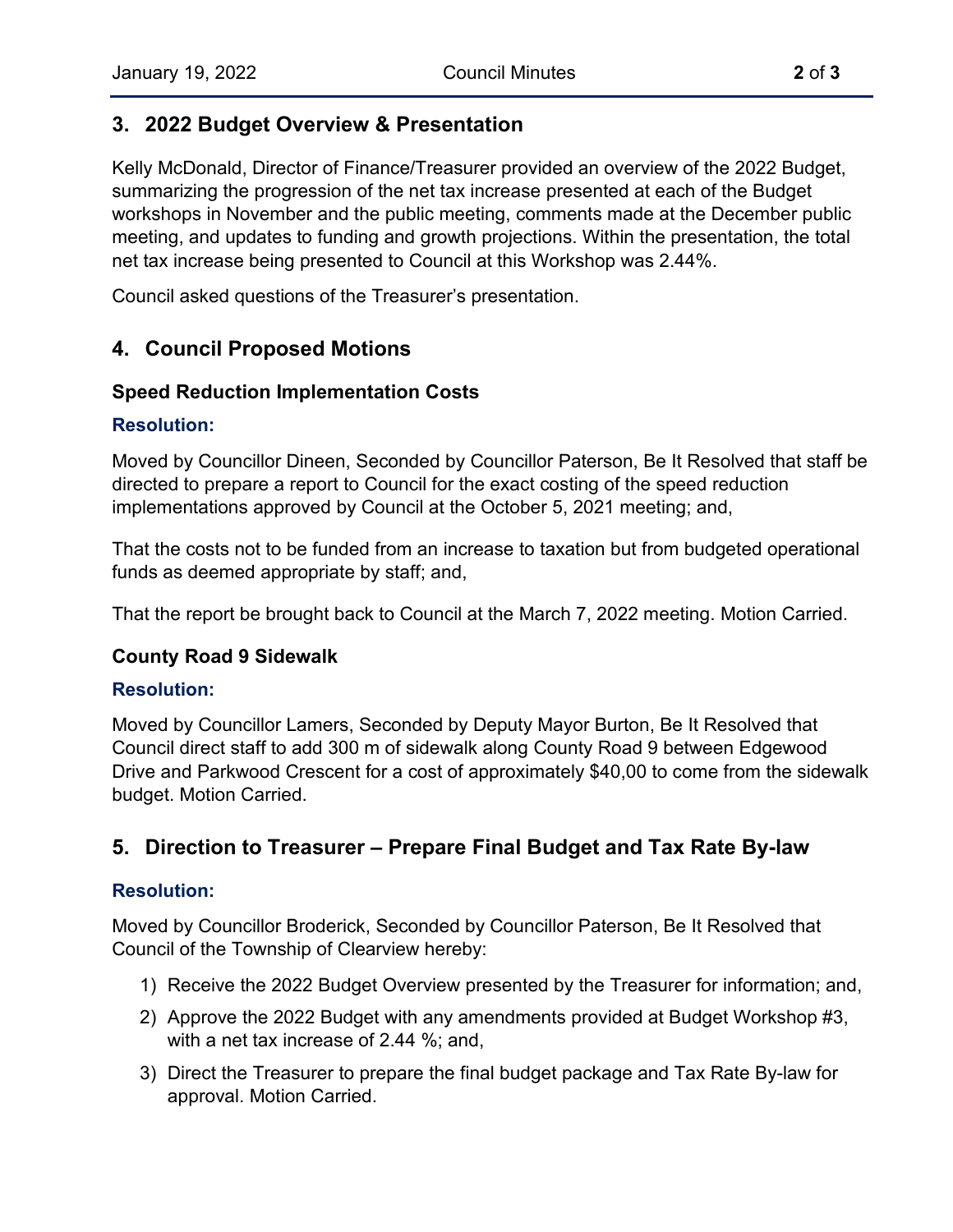## 3. 2022 Budget Overview & Presentation

Kelly McDonald, Director of Finance/Treasurer provided an overview of the 2022 Budget, summarizing the progression of the net tax increase presented at each of the Budget workshops in November and the public meeting, comments made at the December public meeting, and updates to funding and growth projections. Within the presentation, the total net tax increase being presented to Council at this Workshop was 2.44%.

Council asked questions of the Treasurer's presentation.

## 4. Council Proposed Motions

### Speed Reduction Implementation Costs

**Resolution:**

Moved by Councillor Dineen, Seconded by Councillor Paterson, Be It Resolved that staff be directed to prepare a report to Council for the exact costing of the speed reduction implementations approved by Council at the October 5, 2021 meeting; and,

That the costs not to be funded from an increase to taxation but from budgeted operational funds as deemed appropriate by staff; and,

That the report be brought back to Council at the March 7, 2022 meeting. Motion Carried.

### County Road 9 Sidewalk

**Resolution:**

Moved by Councillor Lamers, Seconded by Deputy Mayor Burton, Be It Resolved that Council direct staff to add 300 m of sidewalk along County Road 9 between Edgewood Drive and Parkwood Crescent for a cost of approximately $40,00 to come from the sidewalk budget. Motion Carried.

## 5. Direction to Treasurer – Prepare Final Budget and Tax Rate By-law

**Resolution:**

Moved by Councillor Broderick, Seconded by Councillor Paterson, Be It Resolved that Council of the Township of Clearview hereby:

1) Receive the 2022 Budget Overview presented by the Treasurer for information; and,
2) Approve the 2022 Budget with any amendments provided at Budget Workshop #3, with a net tax increase of 2.44 %; and,
3) Direct the Treasurer to prepare the final budget package and Tax Rate By-law for approval. Motion Carried.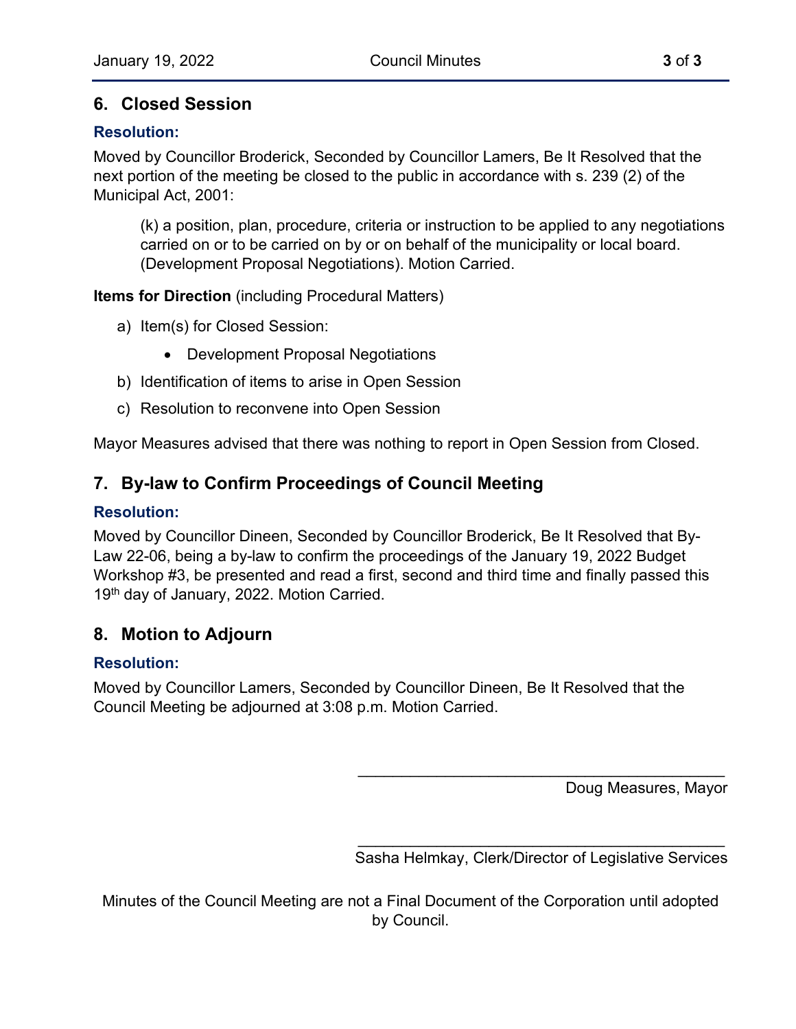## 6. Closed Session

### Resolution:

Moved by Councillor Broderick, Seconded by Councillor Lamers, Be It Resolved that the next portion of the meeting be closed to the public in accordance with s. 239 (2) of the Municipal Act, 2001:

> (k) a position, plan, procedure, criteria or instruction to be applied to any negotiations carried on or to be carried on by or on behalf of the municipality or local board. (Development Proposal Negotiations). Motion Carried.

**Items for Direction** (including Procedural Matters)

a) Item(s) for Closed Session:
   - Development Proposal Negotiations

b) Identification of items to arise in Open Session

c) Resolution to reconvene into Open Session

Mayor Measures advised that there was nothing to report in Open Session from Closed.

## 7. By-law to Confirm Proceedings of Council Meeting

### Resolution:

Moved by Councillor Dineen, Seconded by Councillor Broderick, Be It Resolved that By-Law 22-06, being a by-law to confirm the proceedings of the January 19, 2022 Budget Workshop #3, be presented and read a first, second and third time and finally passed this 19th day of January, 2022. Motion Carried.

## 8. Motion to Adjourn

### Resolution:

Moved by Councillor Lamers, Seconded by Councillor Dineen, Be It Resolved that the Council Meeting be adjourned at 3:08 p.m. Motion Carried.

\_\_\_\_\_\_\_\_\_\_\_\_\_\_\_\_\_\_\_\_\_\_\_\_\_\_\_\_\_\_\_\_\_\_\_\_\_\_\_\_\_\_\_\_

Doug Measures, Mayor

\_\_\_\_\_\_\_\_\_\_\_\_\_\_\_\_\_\_\_\_\_\_\_\_\_\_\_\_\_\_\_\_\_\_\_\_\_\_\_\_\_\_\_\_

Sasha Helmkay, Clerk/Director of Legislative Services

Minutes of the Council Meeting are not a Final Document of the Corporation until adopted by Council.